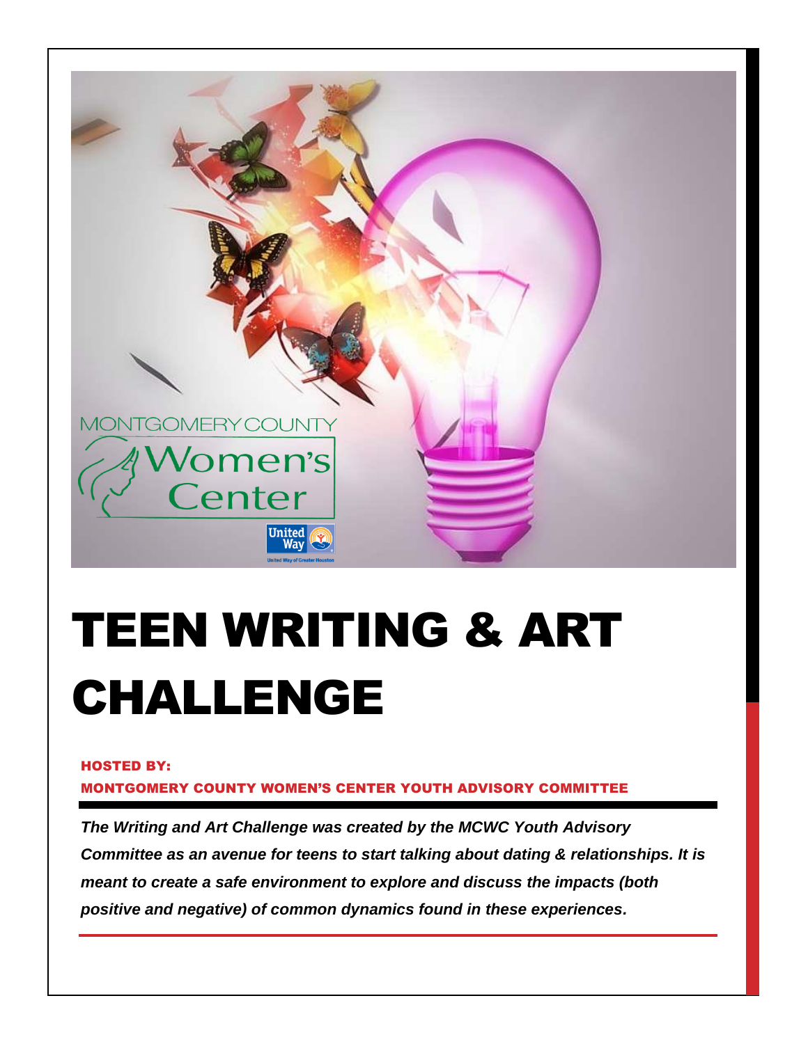MONTGOMERY COUNTY

Women's Center

United Way

United Way of Greater Houston

# TEEN WRITING & ART CHALLENGE

**HOSTED BY:**

**MONTGOMERY COUNTY WOMEN'S CENTER YOUTH ADVISORY COMMITTEE**

***The Writing and Art Challenge was created by the MCWC Youth Advisory Committee as an avenue for teens to start talking about dating & relationships. It is meant to create a safe environment to explore and discuss the impacts (both positive and negative) of common dynamics found in these experiences.***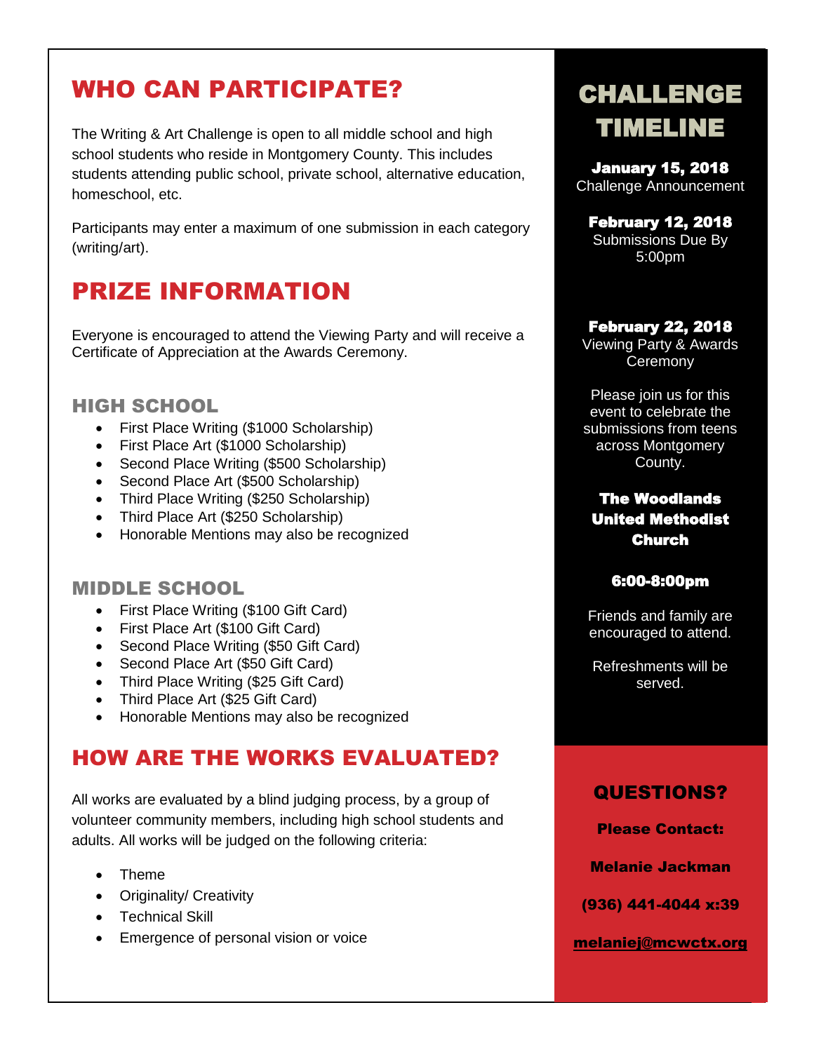## WHO CAN PARTICIPATE?

The Writing & Art Challenge is open to all middle school and high school students who reside in Montgomery County. This includes students attending public school, private school, alternative education, homeschool, etc.

Participants may enter a maximum of one submission in each category (writing/art).

## PRIZE INFORMATION

Everyone is encouraged to attend the Viewing Party and will receive a Certificate of Appreciation at the Awards Ceremony.

### HIGH SCHOOL

- First Place Writing ($1000 Scholarship)
- First Place Art ($1000 Scholarship)
- Second Place Writing ($500 Scholarship)
- Second Place Art ($500 Scholarship)
- Third Place Writing ($250 Scholarship)
- Third Place Art ($250 Scholarship)
- Honorable Mentions may also be recognized

### MIDDLE SCHOOL

- First Place Writing ($100 Gift Card)
- First Place Art ($100 Gift Card)
- Second Place Writing ($50 Gift Card)
- Second Place Art ($50 Gift Card)
- Third Place Writing ($25 Gift Card)
- Third Place Art ($25 Gift Card)
- Honorable Mentions may also be recognized

## HOW ARE THE WORKS EVALUATED?

All works are evaluated by a blind judging process, by a group of volunteer community members, including high school students and adults. All works will be judged on the following criteria:

- Theme
- Originality/ Creativity
- Technical Skill
- Emergence of personal vision or voice

## CHALLENGE TIMELINE

**January 15, 2018**
Challenge Announcement

**February 12, 2018**
Submissions Due By 5:00pm

**February 22, 2018**
Viewing Party & Awards Ceremony

Please join us for this event to celebrate the submissions from teens across Montgomery County.

**The Woodlands United Methodist Church**

**6:00-8:00pm**

Friends and family are encouraged to attend.

Refreshments will be served.

## QUESTIONS?

**Please Contact:**

**Melanie Jackman**

**(936) 441-4044 x:39**

**melaniej@mcwctx.org**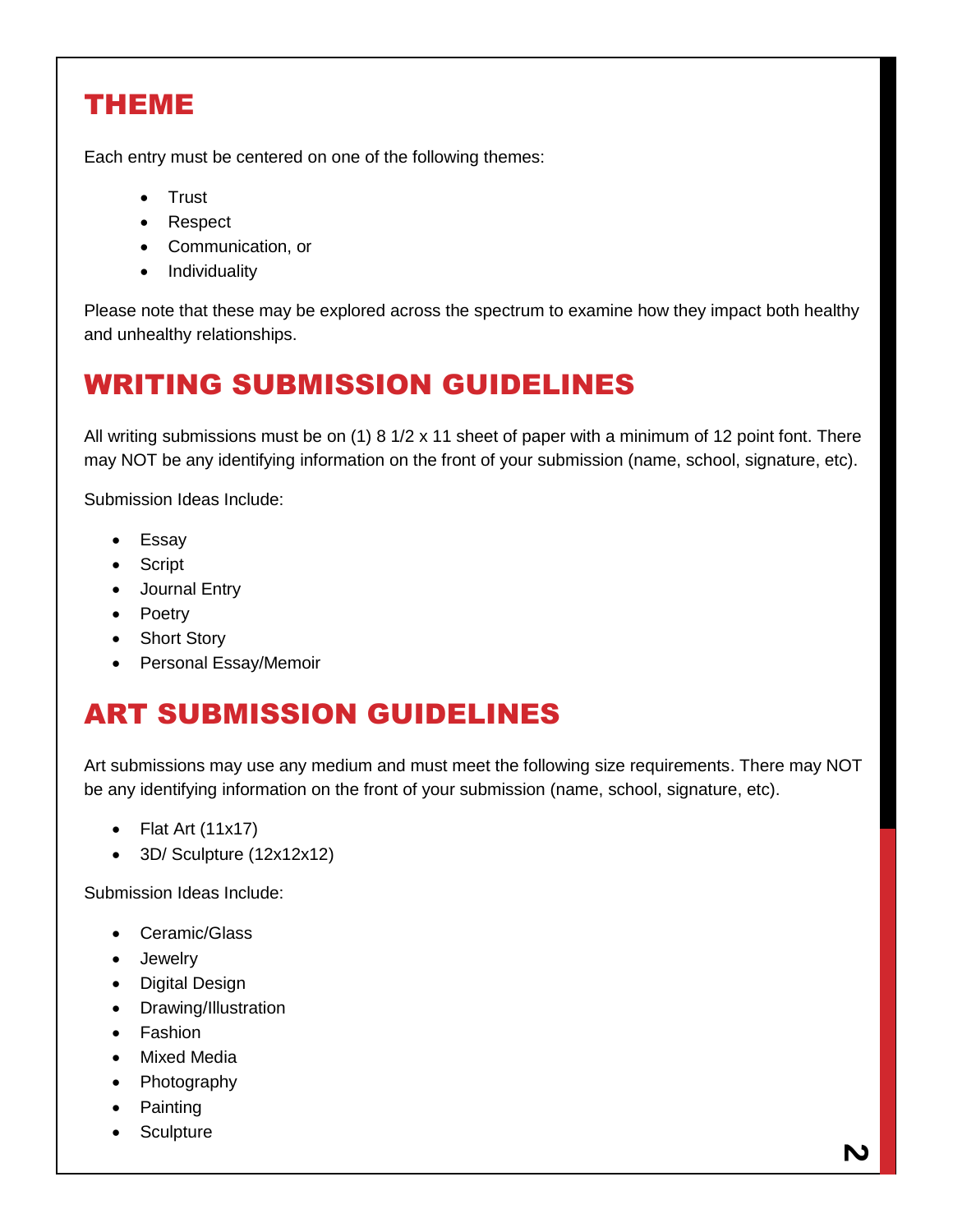## THEME

Each entry must be centered on one of the following themes:

- Trust
- Respect
- Communication, or
- Individuality

Please note that these may be explored across the spectrum to examine how they impact both healthy and unhealthy relationships.

## WRITING SUBMISSION GUIDELINES

All writing submissions must be on (1) 8 1/2 x 11 sheet of paper with a minimum of 12 point font. There may NOT be any identifying information on the front of your submission (name, school, signature, etc).

Submission Ideas Include:

- Essay
- Script
- Journal Entry
- Poetry
- Short Story
- Personal Essay/Memoir

## ART SUBMISSION GUIDELINES

Art submissions may use any medium and must meet the following size requirements. There may NOT be any identifying information on the front of your submission (name, school, signature, etc).

- Flat Art (11x17)
- 3D/ Sculpture (12x12x12)

Submission Ideas Include:

- Ceramic/Glass
- Jewelry
- Digital Design
- Drawing/Illustration
- Fashion
- Mixed Media
- Photography
- Painting
- Sculpture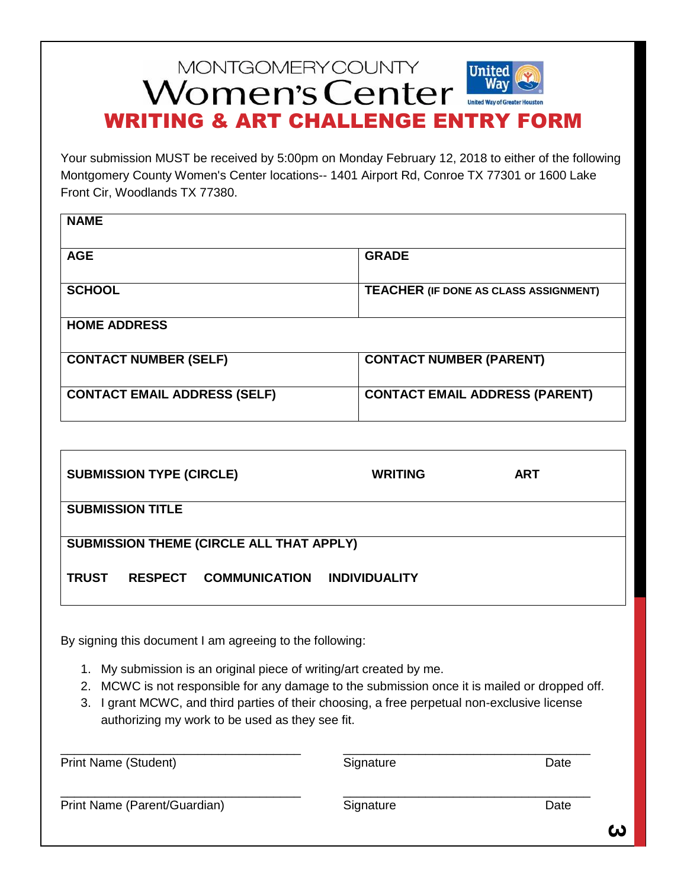MONTGOMERY COUNTY

# Women's Center

United Way

United Way of Greater Houston

## WRITING & ART CHALLENGE ENTRY FORM

Your submission MUST be received by 5:00pm on Monday February 12, 2018 to either of the following Montgomery County Women's Center locations-- 1401 Airport Rd, Conroe TX 77301 or 1600 Lake Front Cir, Woodlands TX 77380.

| **NAME** | |
|---|---|
| **AGE** | **GRADE** |
| **SCHOOL** | **TEACHER** (IF DONE AS CLASS ASSIGNMENT) |
| **HOME ADDRESS** | |
| **CONTACT NUMBER (SELF)** | **CONTACT NUMBER (PARENT)** |
| **CONTACT EMAIL ADDRESS (SELF)** | **CONTACT EMAIL ADDRESS (PARENT)** |

| **SUBMISSION TYPE (CIRCLE)** | **WRITING** | **ART** |
|---|---|---|
| **SUBMISSION TITLE** | | |
| **SUBMISSION THEME (CIRCLE ALL THAT APPLY)**<br>**TRUST** **RESPECT** **COMMUNICATION** **INDIVIDUALITY** | | |

By signing this document I am agreeing to the following:

1. My submission is an original piece of writing/art created by me.
2. MCWC is not responsible for any damage to the submission once it is mailed or dropped off.
3. I grant MCWC, and third parties of their choosing, a free perpetual non-exclusive license authorizing my work to be used as they see fit.

\_\_\_\_\_\_\_\_\_\_\_\_\_\_\_\_\_\_\_\_\_\_\_\_\_\_\_\_ \_\_\_\_\_\_\_\_\_\_\_\_\_\_\_\_\_\_\_\_\_\_\_\_\_\_\_\_
Print Name (Student) Signature Date

\_\_\_\_\_\_\_\_\_\_\_\_\_\_\_\_\_\_\_\_\_\_\_\_\_\_\_\_ \_\_\_\_\_\_\_\_\_\_\_\_\_\_\_\_\_\_\_\_\_\_\_\_\_\_\_\_
Print Name (Parent/Guardian) Signature Date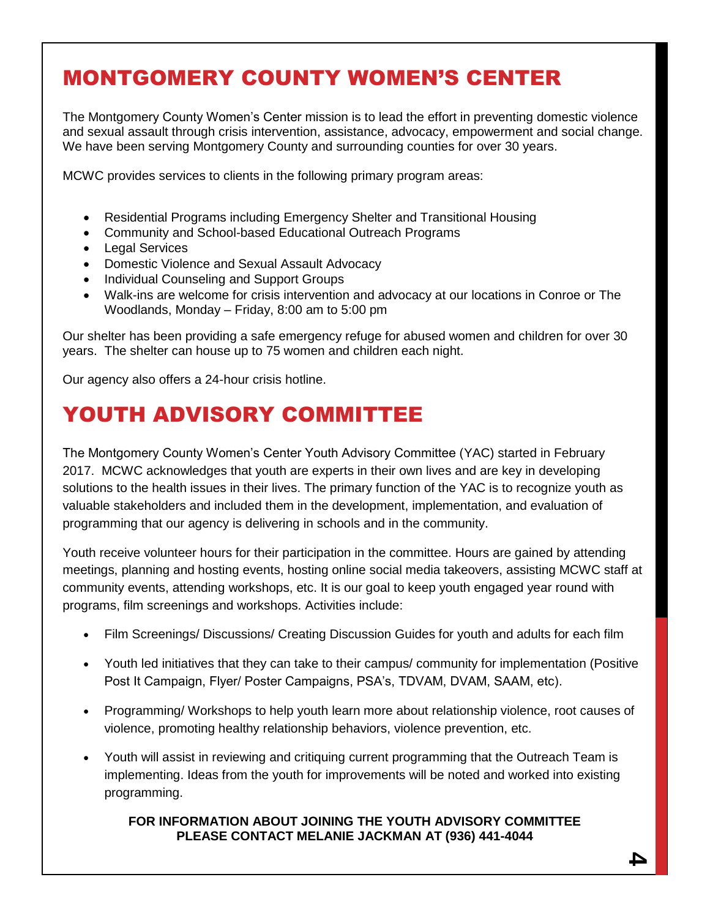# MONTGOMERY COUNTY WOMEN'S CENTER

The Montgomery County Women's Center mission is to lead the effort in preventing domestic violence and sexual assault through crisis intervention, assistance, advocacy, empowerment and social change. We have been serving Montgomery County and surrounding counties for over 30 years.

MCWC provides services to clients in the following primary program areas:

- Residential Programs including Emergency Shelter and Transitional Housing
- Community and School-based Educational Outreach Programs
- Legal Services
- Domestic Violence and Sexual Assault Advocacy
- Individual Counseling and Support Groups
- Walk-ins are welcome for crisis intervention and advocacy at our locations in Conroe or The Woodlands, Monday – Friday, 8:00 am to 5:00 pm

Our shelter has been providing a safe emergency refuge for abused women and children for over 30 years. The shelter can house up to 75 women and children each night.

Our agency also offers a 24-hour crisis hotline.

# YOUTH ADVISORY COMMITTEE

The Montgomery County Women's Center Youth Advisory Committee (YAC) started in February 2017. MCWC acknowledges that youth are experts in their own lives and are key in developing solutions to the health issues in their lives. The primary function of the YAC is to recognize youth as valuable stakeholders and included them in the development, implementation, and evaluation of programming that our agency is delivering in schools and in the community.

Youth receive volunteer hours for their participation in the committee. Hours are gained by attending meetings, planning and hosting events, hosting online social media takeovers, assisting MCWC staff at community events, attending workshops, etc. It is our goal to keep youth engaged year round with programs, film screenings and workshops. Activities include:

- Film Screenings/ Discussions/ Creating Discussion Guides for youth and adults for each film
- Youth led initiatives that they can take to their campus/ community for implementation (Positive Post It Campaign, Flyer/ Poster Campaigns, PSA's, TDVAM, DVAM, SAAM, etc).
- Programming/ Workshops to help youth learn more about relationship violence, root causes of violence, promoting healthy relationship behaviors, violence prevention, etc.
- Youth will assist in reviewing and critiquing current programming that the Outreach Team is implementing. Ideas from the youth for improvements will be noted and worked into existing programming.

**FOR INFORMATION ABOUT JOINING THE YOUTH ADVISORY COMMITTEE PLEASE CONTACT MELANIE JACKMAN AT (936) 441-4044**